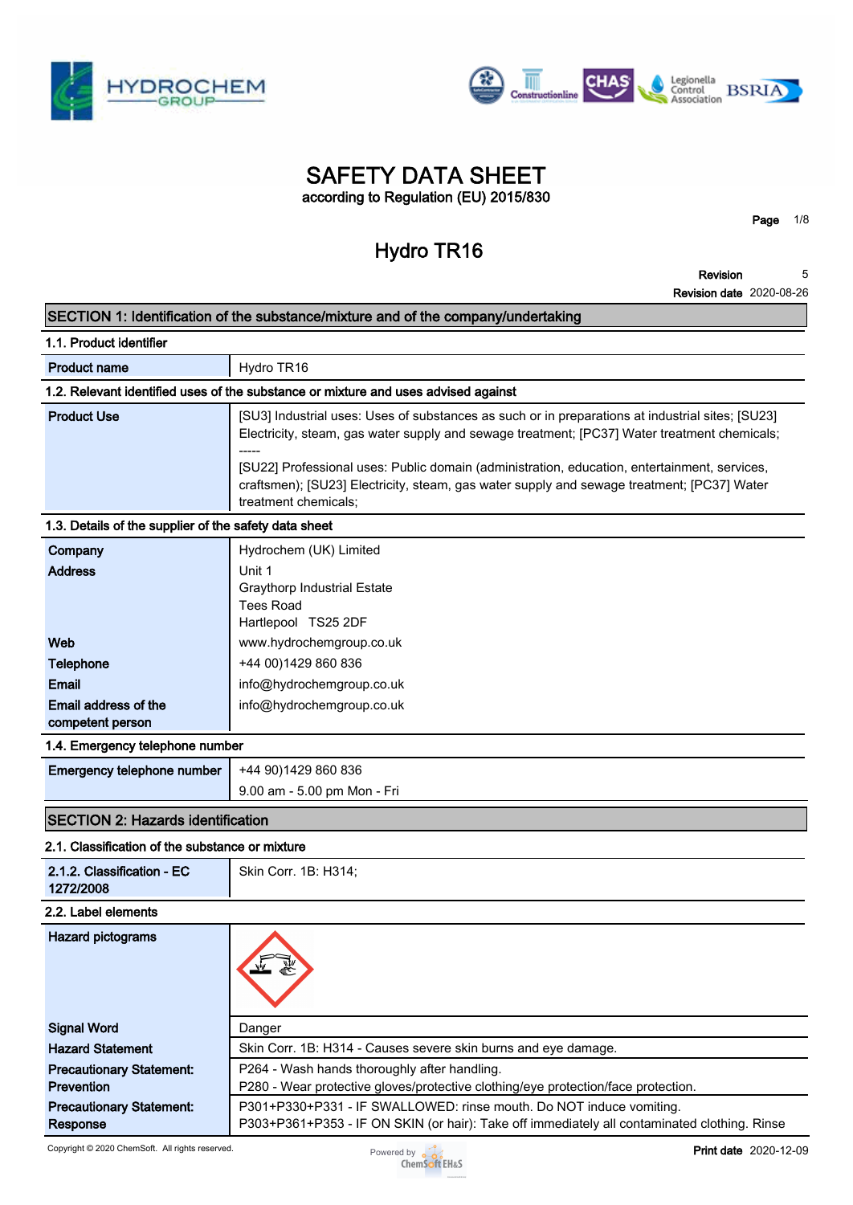# SAFETY DATA SHEET

according to Regulation (EU) 2015/830

## Hydro TR16

**Revision** 5

**Revision date** 2020-08-26

## SECTION 1: Identification of the substance/mixture and of the company/undertaking

### 1.1. Product identifier

| | |
|---|---|
| **Product name** | Hydro TR16 |

### 1.2. Relevant identified uses of the substance or mixture and uses advised against

| | |
|---|---|
| **Product Use** | [SU3] Industrial uses: Uses of substances as such or in preparations at industrial sites; [SU23] Electricity, steam, gas water supply and sewage treatment; [PC37] Water treatment chemicals; ----- [SU22] Professional uses: Public domain (administration, education, entertainment, services, craftsmen); [SU23] Electricity, steam, gas water supply and sewage treatment; [PC37] Water treatment chemicals; |

### 1.3. Details of the supplier of the safety data sheet

| | |
|---|---|
| **Company** | Hydrochem (UK) Limited |
| **Address** | Unit 1<br>Graythorp Industrial Estate<br>Tees Road<br>Hartlepool TS25 2DF |
| **Web** | www.hydrochemgroup.co.uk |
| **Telephone** | +44 00)1429 860 836 |
| **Email** | info@hydrochemgroup.co.uk |
| **Email address of the competent person** | info@hydrochemgroup.co.uk |

### 1.4. Emergency telephone number

| | |
|---|---|
| **Emergency telephone number** | +44 90)1429 860 836<br>9.00 am - 5.00 pm Mon - Fri |

## SECTION 2: Hazards identification

### 2.1. Classification of the substance or mixture

| | |
|---|---|
| **2.1.2. Classification - EC 1272/2008** | Skin Corr. 1B: H314; |

### 2.2. Label elements

| | |
|---|---|
| **Hazard pictograms** | |
| **Signal Word** | Danger |
| **Hazard Statement** | Skin Corr. 1B: H314 - Causes severe skin burns and eye damage. |
| **Precautionary Statement: Prevention** | P264 - Wash hands thoroughly after handling.<br>P280 - Wear protective gloves/protective clothing/eye protection/face protection. |
| **Precautionary Statement: Response** | P301+P330+P331 - IF SWALLOWED: rinse mouth. Do NOT induce vomiting.<br>P303+P361+P353 - IF ON SKIN (or hair): Take off immediately all contaminated clothing. Rinse |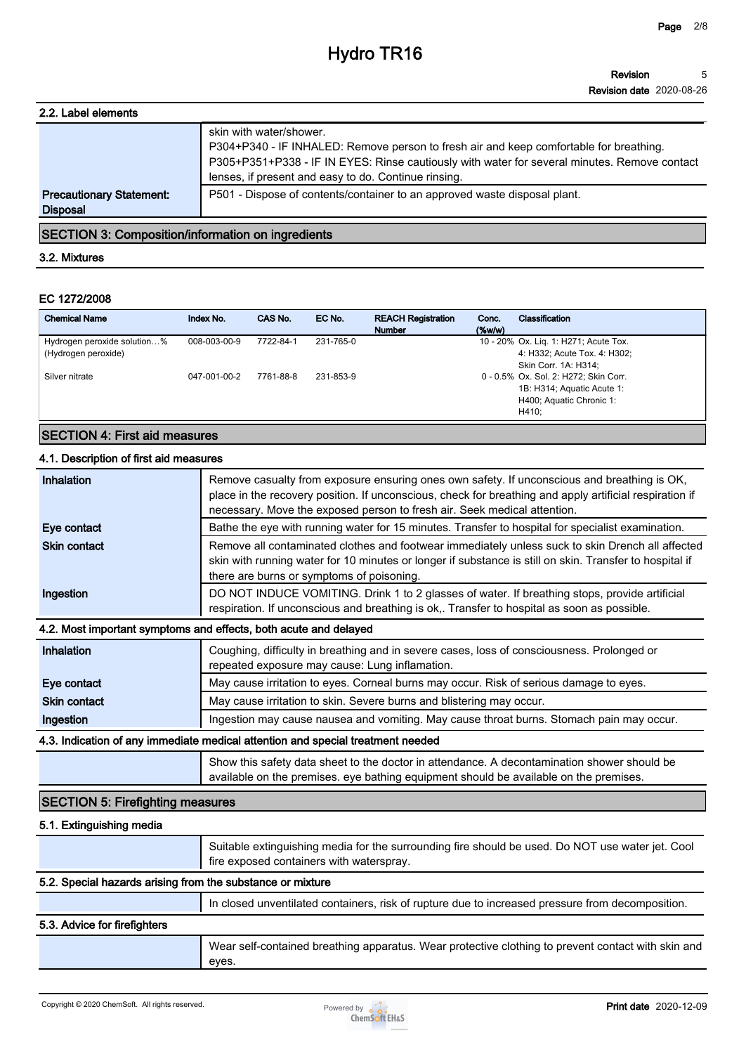### 2.2. Label elements

| | |
|---|---|
| | skin with water/shower.<br>P304+P340 - IF INHALED: Remove person to fresh air and keep comfortable for breathing.<br>P305+P351+P338 - IF IN EYES: Rinse cautiously with water for several minutes. Remove contact lenses, if present and easy to do. Continue rinsing. |
| **Precautionary Statement: Disposal** | P501 - Dispose of contents/container to an approved waste disposal plant. |

## SECTION 3: Composition/information on ingredients

### 3.2. Mixtures

**EC 1272/2008**

| Chemical Name | Index No. | CAS No. | EC No. | REACH Registration Number | Conc. (%w/w) | Classification |
|---|---|---|---|---|---|---|
| Hydrogen peroxide solution...% (Hydrogen peroxide) | 008-003-00-9 | 7722-84-1 | 231-765-0 | | 10 - 20% | Ox. Liq. 1: H271; Acute Tox. 4: H332; Acute Tox. 4: H302; Skin Corr. 1A: H314; |
| Silver nitrate | 047-001-00-2 | 7761-88-8 | 231-853-9 | | 0 - 0.5% | Ox. Sol. 2: H272; Skin Corr. 1B: H314; Aquatic Acute 1: H400; Aquatic Chronic 1: H410; |

## SECTION 4: First aid measures

### 4.1. Description of first aid measures

| | |
|---|---|
| **Inhalation** | Remove casualty from exposure ensuring ones own safety. If unconscious and breathing is OK, place in the recovery position. If unconscious, check for breathing and apply artificial respiration if necessary. Move the exposed person to fresh air. Seek medical attention. |
| **Eye contact** | Bathe the eye with running water for 15 minutes. Transfer to hospital for specialist examination. |
| **Skin contact** | Remove all contaminated clothes and footwear immediately unless suck to skin Drench all affected skin with running water for 10 minutes or longer if substance is still on skin. Transfer to hospital if there are burns or symptoms of poisoning. |
| **Ingestion** | DO NOT INDUCE VOMITING. Drink 1 to 2 glasses of water. If breathing stops, provide artificial respiration. If unconscious and breathing is ok,. Transfer to hospital as soon as possible. |

### 4.2. Most important symptoms and effects, both acute and delayed

| | |
|---|---|
| **Inhalation** | Coughing, difficulty in breathing and in severe cases, loss of consciousness. Prolonged or repeated exposure may cause: Lung inflamation. |
| **Eye contact** | May cause irritation to eyes. Corneal burns may occur. Risk of serious damage to eyes. |
| **Skin contact** | May cause irritation to skin. Severe burns and blistering may occur. |
| **Ingestion** | Ingestion may cause nausea and vomiting. May cause throat burns. Stomach pain may occur. |

### 4.3. Indication of any immediate medical attention and special treatment needed

Show this safety data sheet to the doctor in attendance. A decontamination shower should be available on the premises. eye bathing equipment should be available on the premises.

## SECTION 5: Firefighting measures

### 5.1. Extinguishing media

Suitable extinguishing media for the surrounding fire should be used. Do NOT use water jet. Cool fire exposed containers with waterspray.

### 5.2. Special hazards arising from the substance or mixture

In closed unventilated containers, risk of rupture due to increased pressure from decomposition.

### 5.3. Advice for firefighters

Wear self-contained breathing apparatus. Wear protective clothing to prevent contact with skin and eyes.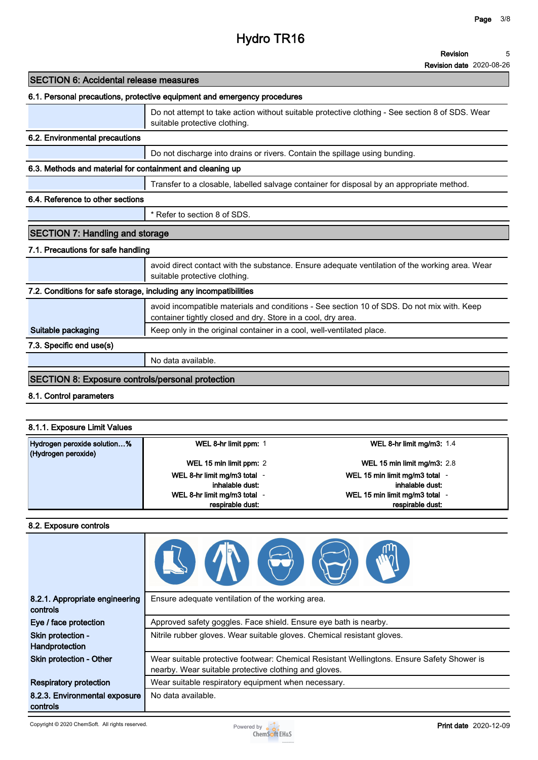# Hydro TR16

**Revision** 5
**Revision date** 2020-08-26

## SECTION 6: Accidental release measures

### 6.1. Personal precautions, protective equipment and emergency procedures

| | |
|---|---|
| | Do not attempt to take action without suitable protective clothing - See section 8 of SDS. Wear suitable protective clothing. |

### 6.2. Environmental precautions

| | |
|---|---|
| | Do not discharge into drains or rivers. Contain the spillage using bunding. |

### 6.3. Methods and material for containment and cleaning up

| | |
|---|---|
| | Transfer to a closable, labelled salvage container for disposal by an appropriate method. |

### 6.4. Reference to other sections

| | |
|---|---|
| | * Refer to section 8 of SDS. |

## SECTION 7: Handling and storage

### 7.1. Precautions for safe handling

| | |
|---|---|
| | avoid direct contact with the substance. Ensure adequate ventilation of the working area. Wear suitable protective clothing. |

### 7.2. Conditions for safe storage, including any incompatibilities

| | |
|---|---|
| | avoid incompatible materials and conditions - See section 10 of SDS. Do not mix with. Keep container tightly closed and dry. Store in a cool, dry area. |
| **Suitable packaging** | Keep only in the original container in a cool, well-ventilated place. |

### 7.3. Specific end use(s)

| | |
|---|---|
| | No data available. |

## SECTION 8: Exposure controls/personal protection

### 8.1. Control parameters

#### 8.1.1. Exposure Limit Values

| Substance | | | | |
|---|---|---|---|---|
| **Hydrogen peroxide solution...% (Hydrogen peroxide)** | **WEL 8-hr limit ppm:** | 1 | **WEL 8-hr limit mg/m3:** | 1.4 |
| | **WEL 15 min limit ppm:** | 2 | **WEL 15 min limit mg/m3:** | 2.8 |
| | **WEL 8-hr limit mg/m3 total inhalable dust:** | - | **WEL 15 min limit mg/m3 total inhalable dust:** | - |
| | **WEL 8-hr limit mg/m3 total respirable dust:** | - | **WEL 15 min limit mg/m3 total respirable dust:** | - |

### 8.2. Exposure controls

| | |
|---|---|
| **8.2.1. Appropriate engineering controls** | Ensure adequate ventilation of the working area. |
| **Eye / face protection** | Approved safety goggles. Face shield. Ensure eye bath is nearby. |
| **Skin protection - Handprotection** | Nitrile rubber gloves. Wear suitable gloves. Chemical resistant gloves. |
| **Skin protection - Other** | Wear suitable protective footwear: Chemical Resistant Wellingtons. Ensure Safety Shower is nearby. Wear suitable protective clothing and gloves. |
| **Respiratory protection** | Wear suitable respiratory equipment when necessary. |
| **8.2.3. Environmental exposure controls** | No data available. |

Copyright © 2020 ChemSoft. All rights reserved.

**Print date** 2020-12-09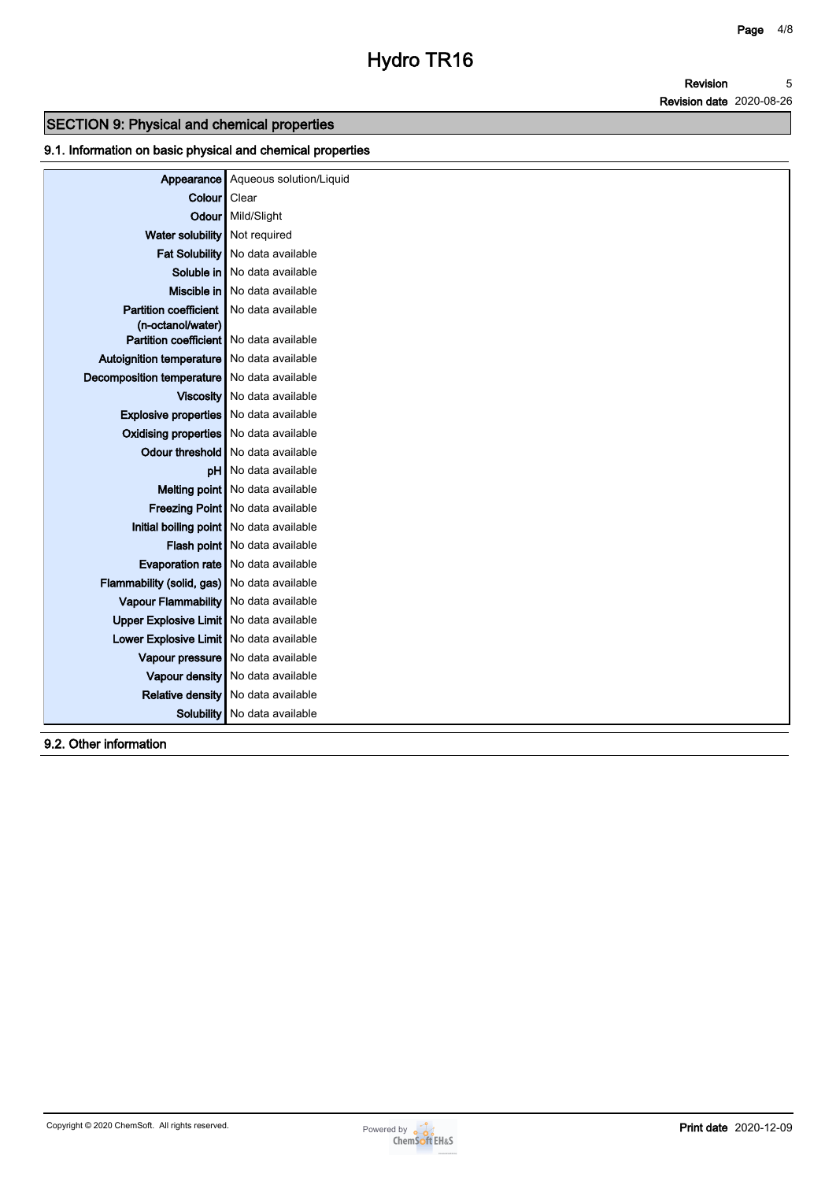## SECTION 9: Physical and chemical properties

### 9.1. Information on basic physical and chemical properties

| Property | Value |
| --- | --- |
| Appearance | Aqueous solution/Liquid |
| Colour | Clear |
| Odour | Mild/Slight |
| Water solubility | Not required |
| Fat Solubility | No data available |
| Soluble in | No data available |
| Miscible in | No data available |
| Partition coefficient (n-octanol/water) | No data available |
| Partition coefficient | No data available |
| Autoignition temperature | No data available |
| Decomposition temperature | No data available |
| Viscosity | No data available |
| Explosive properties | No data available |
| Oxidising properties | No data available |
| Odour threshold | No data available |
| pH | No data available |
| Melting point | No data available |
| Freezing Point | No data available |
| Initial boiling point | No data available |
| Flash point | No data available |
| Evaporation rate | No data available |
| Flammability (solid, gas) | No data available |
| Vapour Flammability | No data available |
| Upper Explosive Limit | No data available |
| Lower Explosive Limit | No data available |
| Vapour pressure | No data available |
| Vapour density | No data available |
| Relative density | No data available |
| Solubility | No data available |

### 9.2. Other information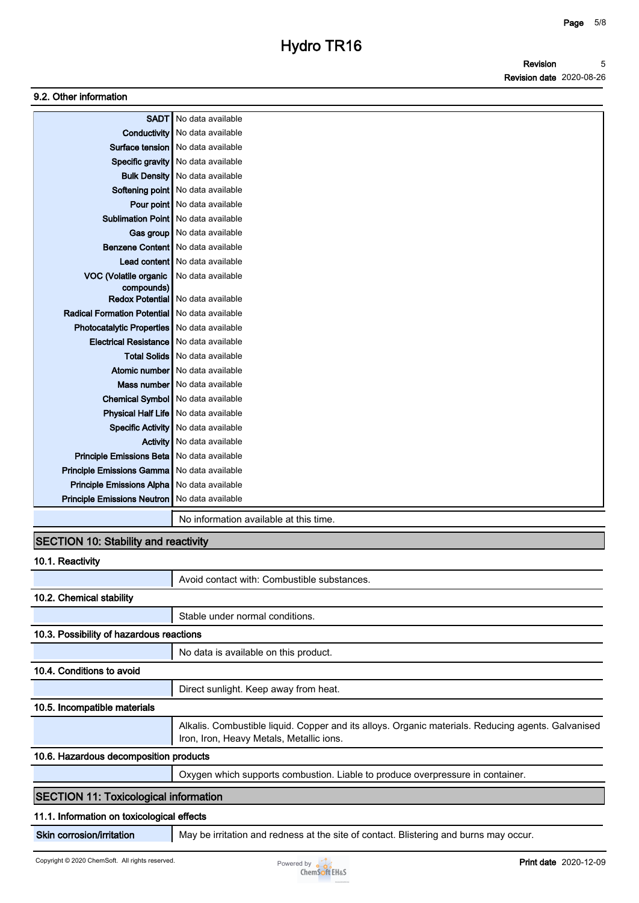### 9.2. Other information

| | |
|---|---|
| SADT | No data available |
| Conductivity | No data available |
| Surface tension | No data available |
| Specific gravity | No data available |
| Bulk Density | No data available |
| Softening point | No data available |
| Pour point | No data available |
| Sublimation Point | No data available |
| Gas group | No data available |
| Benzene Content | No data available |
| Lead content | No data available |
| VOC (Volatile organic compounds) | No data available |
| Redox Potential | No data available |
| Radical Formation Potential | No data available |
| Photocatalytic Properties | No data available |
| Electrical Resistance | No data available |
| Total Solids | No data available |
| Atomic number | No data available |
| Mass number | No data available |
| Chemical Symbol | No data available |
| Physical Half Life | No data available |
| Specific Activity | No data available |
| Activity | No data available |
| Principle Emissions Beta | No data available |
| Principle Emissions Gamma | No data available |
| Principle Emissions Alpha | No data available |
| Principle Emissions Neutron | No data available |

No information available at this time.

## SECTION 10: Stability and reactivity

### 10.1. Reactivity

Avoid contact with: Combustible substances.

### 10.2. Chemical stability

Stable under normal conditions.

### 10.3. Possibility of hazardous reactions

No data is available on this product.

### 10.4. Conditions to avoid

Direct sunlight. Keep away from heat.

### 10.5. Incompatible materials

Alkalis. Combustible liquid. Copper and its alloys. Organic materials. Reducing agents. Galvanised Iron, Iron, Heavy Metals, Metallic ions.

### 10.6. Hazardous decomposition products

Oxygen which supports combustion. Liable to produce overpressure in container.

## SECTION 11: Toxicological information

### 11.1. Information on toxicological effects

| | |
|---|---|
| Skin corrosion/irritation | May be irritation and redness at the site of contact. Blistering and burns may occur. |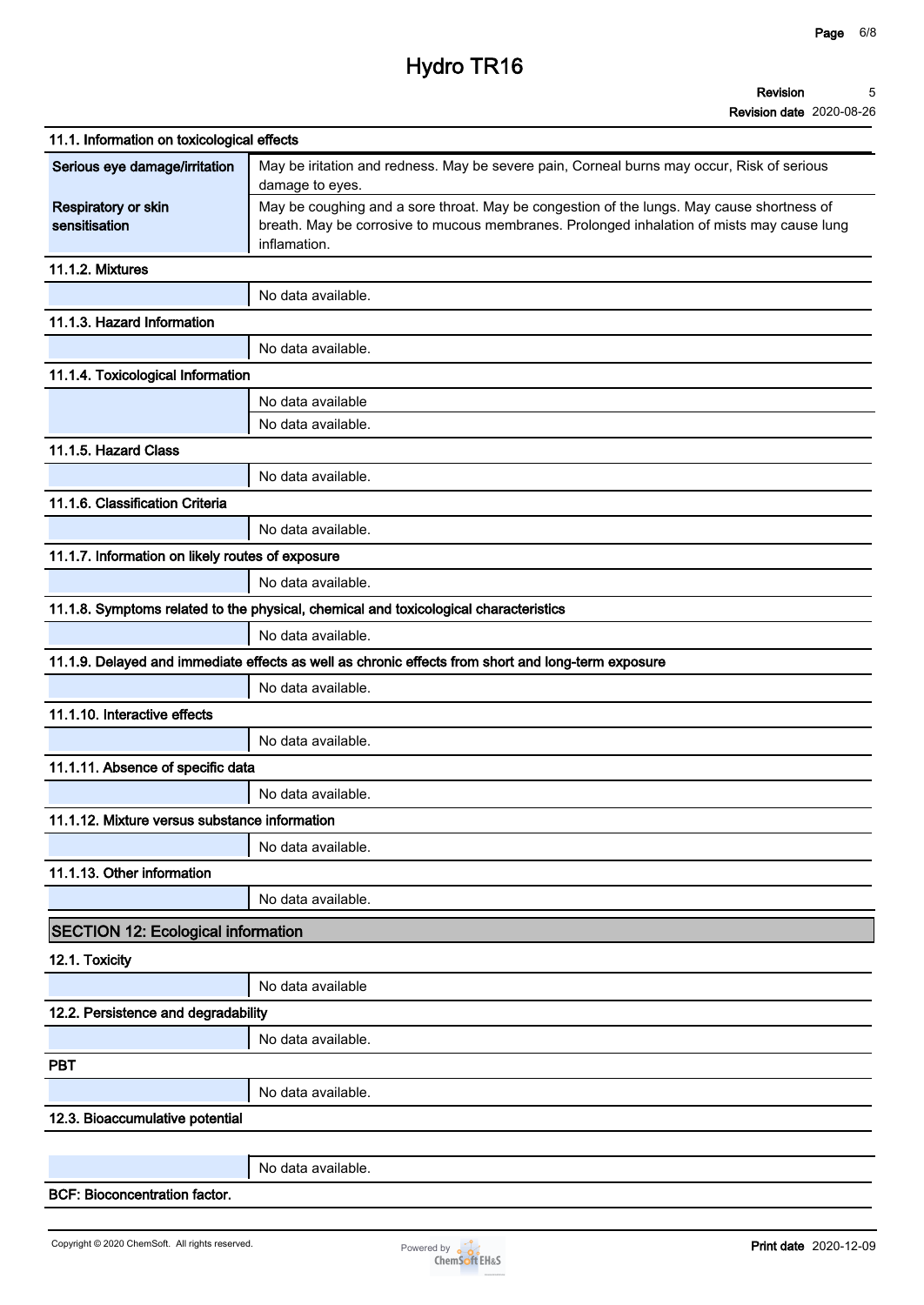### 11.1. Information on toxicological effects

| | |
|---|---|
| **Serious eye damage/irritation** | May be iritation and redness. May be severe pain, Corneal burns may occur, Risk of serious damage to eyes. |
| **Respiratory or skin sensitisation** | May be coughing and a sore throat. May be congestion of the lungs. May cause shortness of breath. May be corrosive to mucous membranes. Prolonged inhalation of mists may cause lung inflamation. |

### 11.1.2. Mixtures

No data available.

### 11.1.3. Hazard Information

No data available.

### 11.1.4. Toxicological Information

No data available

No data available.

### 11.1.5. Hazard Class

No data available.

### 11.1.6. Classification Criteria

No data available.

### 11.1.7. Information on likely routes of exposure

No data available.

### 11.1.8. Symptoms related to the physical, chemical and toxicological characteristics

No data available.

### 11.1.9. Delayed and immediate effects as well as chronic effects from short and long-term exposure

No data available.

### 11.1.10. Interactive effects

No data available.

### 11.1.11. Absence of specific data

No data available.

### 11.1.12. Mixture versus substance information

No data available.

### 11.1.13. Other information

No data available.

## SECTION 12: Ecological information

### 12.1. Toxicity

No data available

### 12.2. Persistence and degradability

No data available.

### PBT

No data available.

### 12.3. Bioaccumulative potential

No data available.

**BCF: Bioconcentration factor.**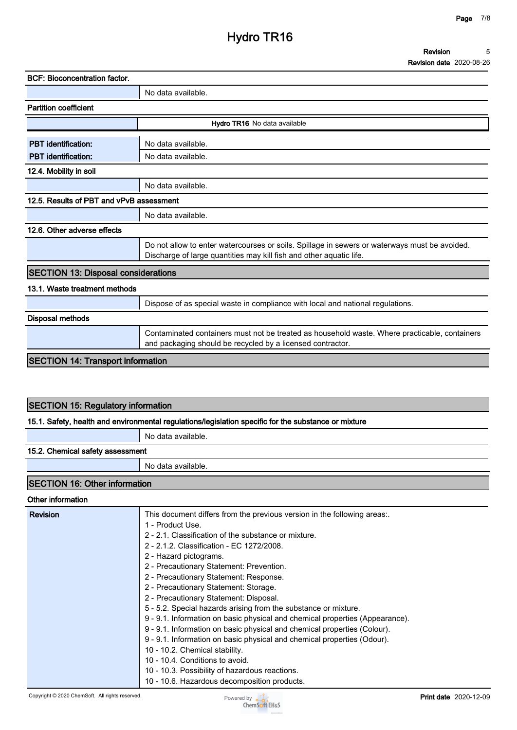**BCF: Bioconcentration factor.**

| | |
|---|---|
| | No data available. |

**Partition coefficient**

| | |
|---|---|
| | **Hydro TR16** No data available |

| | |
|---|---|
| **PBT identification:** | No data available. |
| **PBT identification:** | No data available. |

**12.4. Mobility in soil**

| | |
|---|---|
| | No data available. |

**12.5. Results of PBT and vPvB assessment**

| | |
|---|---|
| | No data available. |

**12.6. Other adverse effects**

| | |
|---|---|
| | Do not allow to enter watercourses or soils. Spillage in sewers or waterways must be avoided. Discharge of large quantities may kill fish and other aquatic life. |

## SECTION 13: Disposal considerations

**13.1. Waste treatment methods**

| | |
|---|---|
| | Dispose of as special waste in compliance with local and national regulations. |

**Disposal methods**

| | |
|---|---|
| | Contaminated containers must not be treated as household waste. Where practicable, containers and packaging should be recycled by a licensed contractor. |

## SECTION 14: Transport information

## SECTION 15: Regulatory information

**15.1. Safety, health and environmental regulations/legislation specific for the substance or mixture**

| | |
|---|---|
| | No data available. |

**15.2. Chemical safety assessment**

| | |
|---|---|
| | No data available. |

## SECTION 16: Other information

**Other information**

| | |
|---|---|
| **Revision** | This document differs from the previous version in the following areas:.<br>1 - Product Use.<br>2 - 2.1. Classification of the substance or mixture.<br>2 - 2.1.2. Classification - EC 1272/2008.<br>2 - Hazard pictograms.<br>2 - Precautionary Statement: Prevention.<br>2 - Precautionary Statement: Response.<br>2 - Precautionary Statement: Storage.<br>2 - Precautionary Statement: Disposal.<br>5 - 5.2. Special hazards arising from the substance or mixture.<br>9 - 9.1. Information on basic physical and chemical properties (Appearance).<br>9 - 9.1. Information on basic physical and chemical properties (Colour).<br>9 - 9.1. Information on basic physical and chemical properties (Odour).<br>10 - 10.2. Chemical stability.<br>10 - 10.4. Conditions to avoid.<br>10 - 10.3. Possibility of hazardous reactions.<br>10 - 10.6. Hazardous decomposition products. |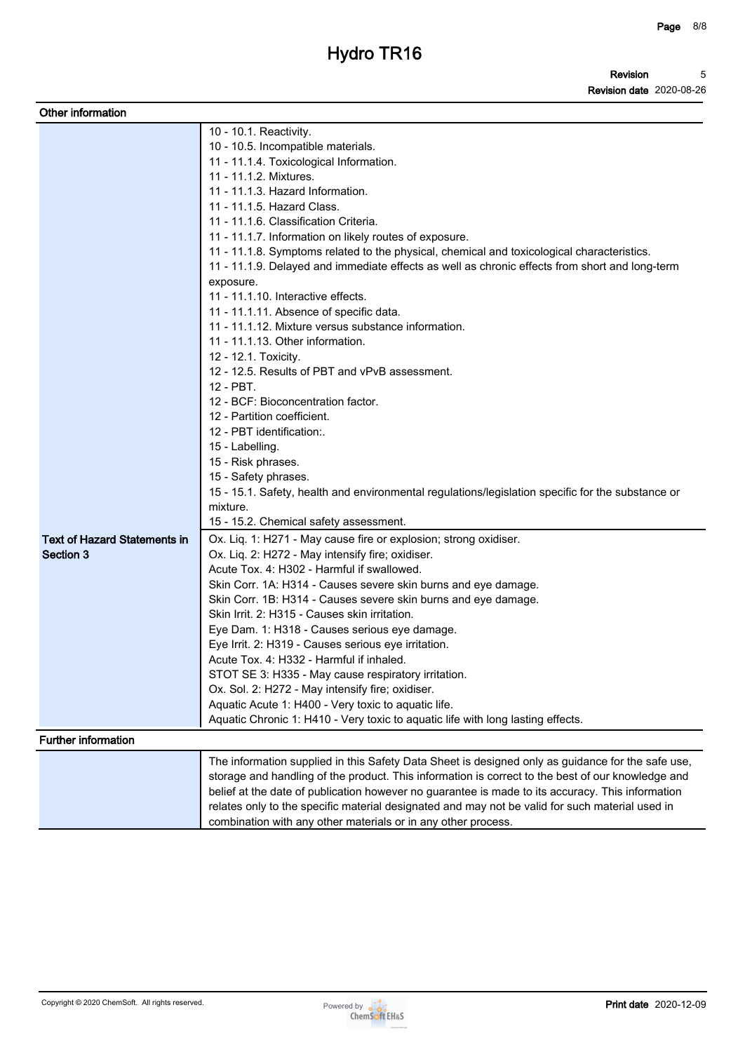## Other information

| | |
|---|---|
| | 10 - 10.1. Reactivity.<br>10 - 10.5. Incompatible materials.<br>11 - 11.1.4. Toxicological Information.<br>11 - 11.1.2. Mixtures.<br>11 - 11.1.3. Hazard Information.<br>11 - 11.1.5. Hazard Class.<br>11 - 11.1.6. Classification Criteria.<br>11 - 11.1.7. Information on likely routes of exposure.<br>11 - 11.1.8. Symptoms related to the physical, chemical and toxicological characteristics.<br>11 - 11.1.9. Delayed and immediate effects as well as chronic effects from short and long-term exposure.<br>11 - 11.1.10. Interactive effects.<br>11 - 11.1.11. Absence of specific data.<br>11 - 11.1.12. Mixture versus substance information.<br>11 - 11.1.13. Other information.<br>12 - 12.1. Toxicity.<br>12 - 12.5. Results of PBT and vPvB assessment.<br>12 - PBT.<br>12 - BCF: Bioconcentration factor.<br>12 - Partition coefficient.<br>12 - PBT identification:.<br>15 - Labelling.<br>15 - Risk phrases.<br>15 - Safety phrases.<br>15 - 15.1. Safety, health and environmental regulations/legislation specific for the substance or mixture.<br>15 - 15.2. Chemical safety assessment. |
| **Text of Hazard Statements in Section 3** | Ox. Liq. 1: H271 - May cause fire or explosion; strong oxidiser.<br>Ox. Liq. 2: H272 - May intensify fire; oxidiser.<br>Acute Tox. 4: H302 - Harmful if swallowed.<br>Skin Corr. 1A: H314 - Causes severe skin burns and eye damage.<br>Skin Corr. 1B: H314 - Causes severe skin burns and eye damage.<br>Skin Irrit. 2: H315 - Causes skin irritation.<br>Eye Dam. 1: H318 - Causes serious eye damage.<br>Eye Irrit. 2: H319 - Causes serious eye irritation.<br>Acute Tox. 4: H332 - Harmful if inhaled.<br>STOT SE 3: H335 - May cause respiratory irritation.<br>Ox. Sol. 2: H272 - May intensify fire; oxidiser.<br>Aquatic Acute 1: H400 - Very toxic to aquatic life.<br>Aquatic Chronic 1: H410 - Very toxic to aquatic life with long lasting effects. |

## Further information

| | |
|---|---|
| | The information supplied in this Safety Data Sheet is designed only as guidance for the safe use, storage and handling of the product. This information is correct to the best of our knowledge and belief at the date of publication however no guarantee is made to its accuracy. This information relates only to the specific material designated and may not be valid for such material used in combination with any other materials or in any other process. |